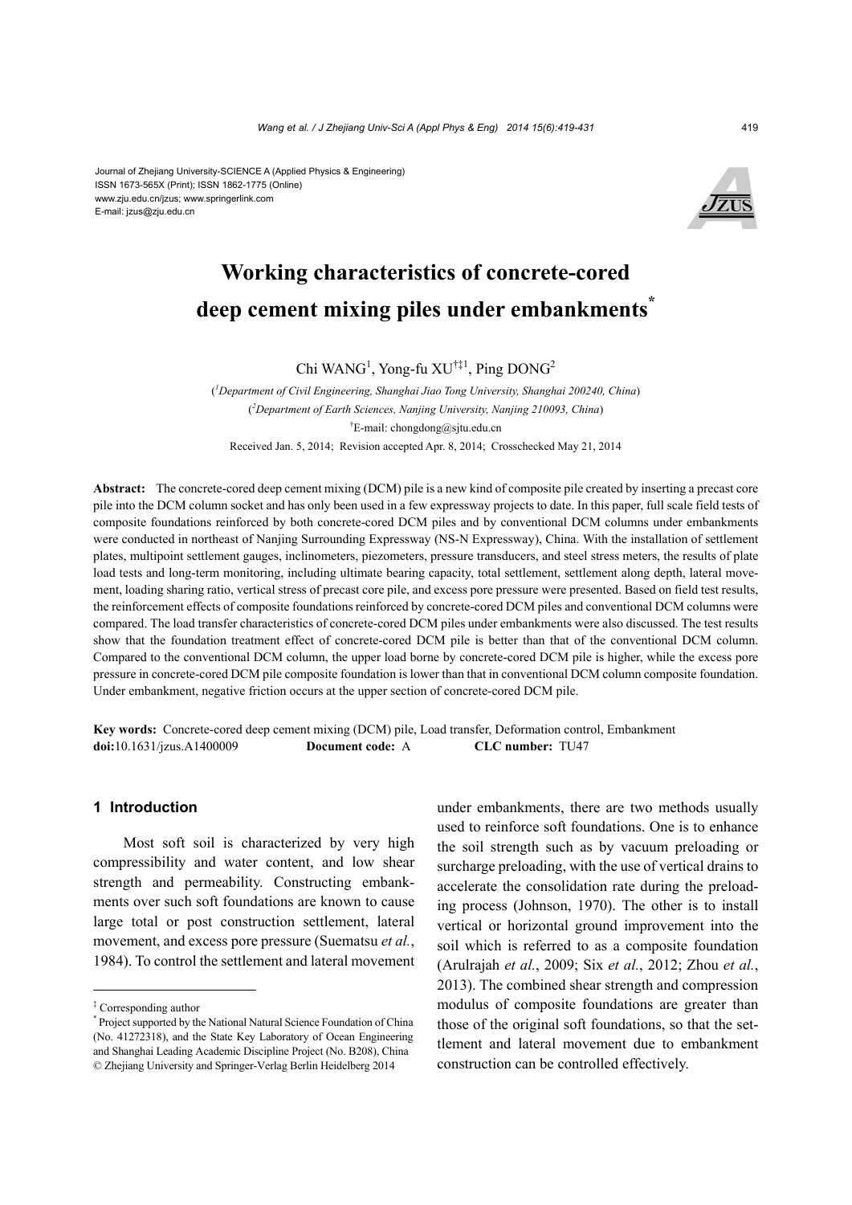Journal of Zhejiang University-SCIENCE A (Applied Physics & Engineering)
ISSN 1673-565X (Print); ISSN 1862-1775 (Online)
www.zju.edu.cn/jzus; www.springerlink.com
E-mail: jzus@zju.edu.cn

# Working characteristics of concrete-cored deep cement mixing piles under embankments*

Chi WANG[1], Yong-fu XU[†‡1], Ping DONG[2]

([1]Department of Civil Engineering, Shanghai Jiao Tong University, Shanghai 200240, China)

([2]Department of Earth Sciences, Nanjing University, Nanjing 210093, China)

[†]E-mail: chongdong@sjtu.edu.cn

Received Jan. 5, 2014; Revision accepted Apr. 8, 2014; Crosschecked May 21, 2014

**Abstract:** The concrete-cored deep cement mixing (DCM) pile is a new kind of composite pile created by inserting a precast core pile into the DCM column socket and has only been used in a few expressway projects to date. In this paper, full scale field tests of composite foundations reinforced by both concrete-cored DCM piles and by conventional DCM columns under embankments were conducted in northeast of Nanjing Surrounding Expressway (NS-N Expressway), China. With the installation of settlement plates, multipoint settlement gauges, inclinometers, piezometers, pressure transducers, and steel stress meters, the results of plate load tests and long-term monitoring, including ultimate bearing capacity, total settlement, settlement along depth, lateral movement, loading sharing ratio, vertical stress of precast core pile, and excess pore pressure were presented. Based on field test results, the reinforcement effects of composite foundations reinforced by concrete-cored DCM piles and conventional DCM columns were compared. The load transfer characteristics of concrete-cored DCM piles under embankments were also discussed. The test results show that the foundation treatment effect of concrete-cored DCM pile is better than that of the conventional DCM column. Compared to the conventional DCM column, the upper load borne by concrete-cored DCM pile is higher, while the excess pore pressure in concrete-cored DCM pile composite foundation is lower than that in conventional DCM column composite foundation. Under embankment, negative friction occurs at the upper section of concrete-cored DCM pile.

**Key words:** Concrete-cored deep cement mixing (DCM) pile, Load transfer, Deformation control, Embankment
**doi:**10.1631/jzus.A1400009 **Document code:** A **CLC number:** TU47

## 1 Introduction

Most soft soil is characterized by very high compressibility and water content, and low shear strength and permeability. Constructing embankments over such soft foundations are known to cause large total or post construction settlement, lateral movement, and excess pore pressure (Suematsu *et al.*, 1984). To control the settlement and lateral movement under embankments, there are two methods usually used to reinforce soft foundations. One is to enhance the soil strength such as by vacuum preloading or surcharge preloading, with the use of vertical drains to accelerate the consolidation rate during the preloading process (Johnson, 1970). The other is to install vertical or horizontal ground improvement into the soil which is referred to as a composite foundation (Arulrajah *et al.*, 2009; Six *et al.*, 2012; Zhou *et al.*, 2013). The combined shear strength and compression modulus of composite foundations are greater than those of the original soft foundations, so that the settlement and lateral movement due to embankment construction can be controlled effectively.

---

‡ Corresponding author

\* Project supported by the National Natural Science Foundation of China (No. 41272318), and the State Key Laboratory of Ocean Engineering and Shanghai Leading Academic Discipline Project (No. B208), China

© Zhejiang University and Springer-Verlag Berlin Heidelberg 2014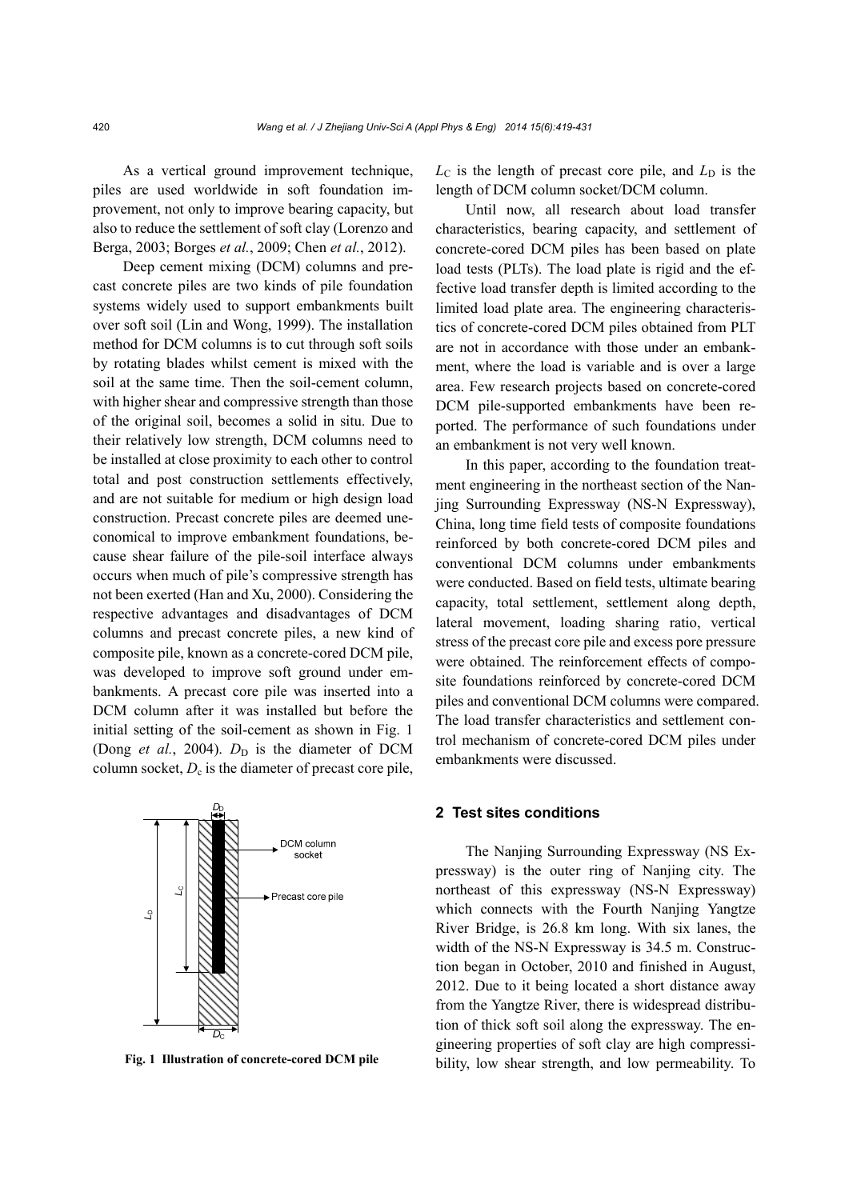As a vertical ground improvement technique, piles are used worldwide in soft foundation improvement, not only to improve bearing capacity, but also to reduce the settlement of soft clay (Lorenzo and Berga, 2003; Borges *et al.*, 2009; Chen *et al.*, 2012).

Deep cement mixing (DCM) columns and precast concrete piles are two kinds of pile foundation systems widely used to support embankments built over soft soil (Lin and Wong, 1999). The installation method for DCM columns is to cut through soft soils by rotating blades whilst cement is mixed with the soil at the same time. Then the soil-cement column, with higher shear and compressive strength than those of the original soil, becomes a solid in situ. Due to their relatively low strength, DCM columns need to be installed at close proximity to each other to control total and post construction settlements effectively, and are not suitable for medium or high design load construction. Precast concrete piles are deemed uneconomical to improve embankment foundations, because shear failure of the pile-soil interface always occurs when much of pile's compressive strength has not been exerted (Han and Xu, 2000). Considering the respective advantages and disadvantages of DCM columns and precast concrete piles, a new kind of composite pile, known as a concrete-cored DCM pile, was developed to improve soft ground under embankments. A precast core pile was inserted into a DCM column after it was installed but before the initial setting of the soil-cement as shown in Fig. 1 (Dong *et al.*, 2004). $D_D$ is the diameter of DCM column socket, $D_c$ is the diameter of precast core pile, $L_C$ is the length of precast core pile, and $L_D$ is the length of DCM column socket/DCM column.

Fig. 1 Illustration of concrete-cored DCM pile

Until now, all research about load transfer characteristics, bearing capacity, and settlement of concrete-cored DCM piles has been based on plate load tests (PLTs). The load plate is rigid and the effective load transfer depth is limited according to the limited load plate area. The engineering characteristics of concrete-cored DCM piles obtained from PLT are not in accordance with those under an embankment, where the load is variable and is over a large area. Few research projects based on concrete-cored DCM pile-supported embankments have been reported. The performance of such foundations under an embankment is not very well known.

In this paper, according to the foundation treatment engineering in the northeast section of the Nanjing Surrounding Expressway (NS-N Expressway), China, long time field tests of composite foundations reinforced by both concrete-cored DCM piles and conventional DCM columns under embankments were conducted. Based on field tests, ultimate bearing capacity, total settlement, settlement along depth, lateral movement, loading sharing ratio, vertical stress of the precast core pile and excess pore pressure were obtained. The reinforcement effects of composite foundations reinforced by concrete-cored DCM piles and conventional DCM columns were compared. The load transfer characteristics and settlement control mechanism of concrete-cored DCM piles under embankments were discussed.

## 2 Test sites conditions

The Nanjing Surrounding Expressway (NS Expressway) is the outer ring of Nanjing city. The northeast of this expressway (NS-N Expressway) which connects with the Fourth Nanjing Yangtze River Bridge, is 26.8 km long. With six lanes, the width of the NS-N Expressway is 34.5 m. Construction began in October, 2010 and finished in August, 2012. Due to it being located a short distance away from the Yangtze River, there is widespread distribution of thick soft soil along the expressway. The engineering properties of soft clay are high compressibility, low shear strength, and low permeability. To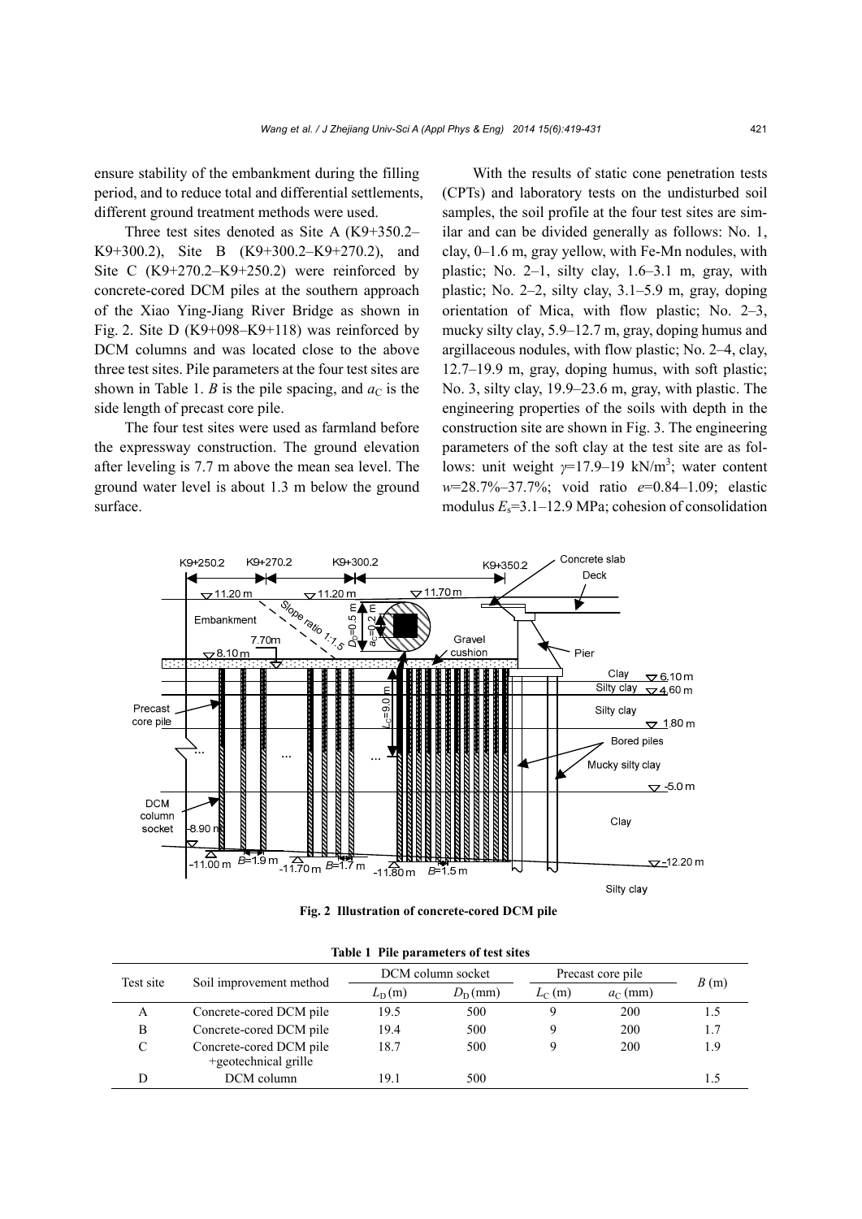ensure stability of the embankment during the filling period, and to reduce total and differential settlements, different ground treatment methods were used.

Three test sites denoted as Site A (K9+350.2–K9+300.2), Site B (K9+300.2–K9+270.2), and Site C (K9+270.2–K9+250.2) were reinforced by concrete-cored DCM piles at the southern approach of the Xiao Ying-Jiang River Bridge as shown in Fig. 2. Site D (K9+098–K9+118) was reinforced by DCM columns and was located close to the above three test sites. Pile parameters at the four test sites are shown in Table 1. $B$ is the pile spacing, and $a_C$ is the side length of precast core pile.

The four test sites were used as farmland before the expressway construction. The ground elevation after leveling is 7.7 m above the mean sea level. The ground water level is about 1.3 m below the ground surface.

With the results of static cone penetration tests (CPTs) and laboratory tests on the undisturbed soil samples, the soil profile at the four test sites are similar and can be divided generally as follows: No. 1, clay, 0–1.6 m, gray yellow, with Fe-Mn nodules, with plastic; No. 2–1, silty clay, 1.6–3.1 m, gray, with plastic; No. 2–2, silty clay, 3.1–5.9 m, gray, doping orientation of Mica, with flow plastic; No. 2–3, mucky silty clay, 5.9–12.7 m, gray, doping humus and argillaceous nodules, with flow plastic; No. 2–4, clay, 12.7–19.9 m, gray, doping humus, with soft plastic; No. 3, silty clay, 19.9–23.6 m, gray, with plastic. The engineering properties of the soils with depth in the construction site are shown in Fig. 3. The engineering parameters of the soft clay at the test site are as follows: unit weight $\gamma$=17.9–19 kN/m$^3$; water content $w$=28.7%–37.7%; void ratio $e$=0.84–1.09; elastic modulus $E_s$=3.1–12.9 MPa; cohesion of consolidation

**Fig. 2 Illustration of concrete-cored DCM pile**

**Table 1 Pile parameters of test sites**

| Test site | Soil improvement method | DCM column socket | | Precast core pile | | $B$ (m) |
|---|---|---|---|---|---|---|
| | | $L_D$ (m) | $D_D$ (mm) | $L_C$ (m) | $a_C$ (mm) | |
| A | Concrete-cored DCM pile | 19.5 | 500 | 9 | 200 | 1.5 |
| B | Concrete-cored DCM pile | 19.4 | 500 | 9 | 200 | 1.7 |
| C | Concrete-cored DCM pile +geotechnical grille | 18.7 | 500 | 9 | 200 | 1.9 |
| D | DCM column | 19.1 | 500 | | | 1.5 |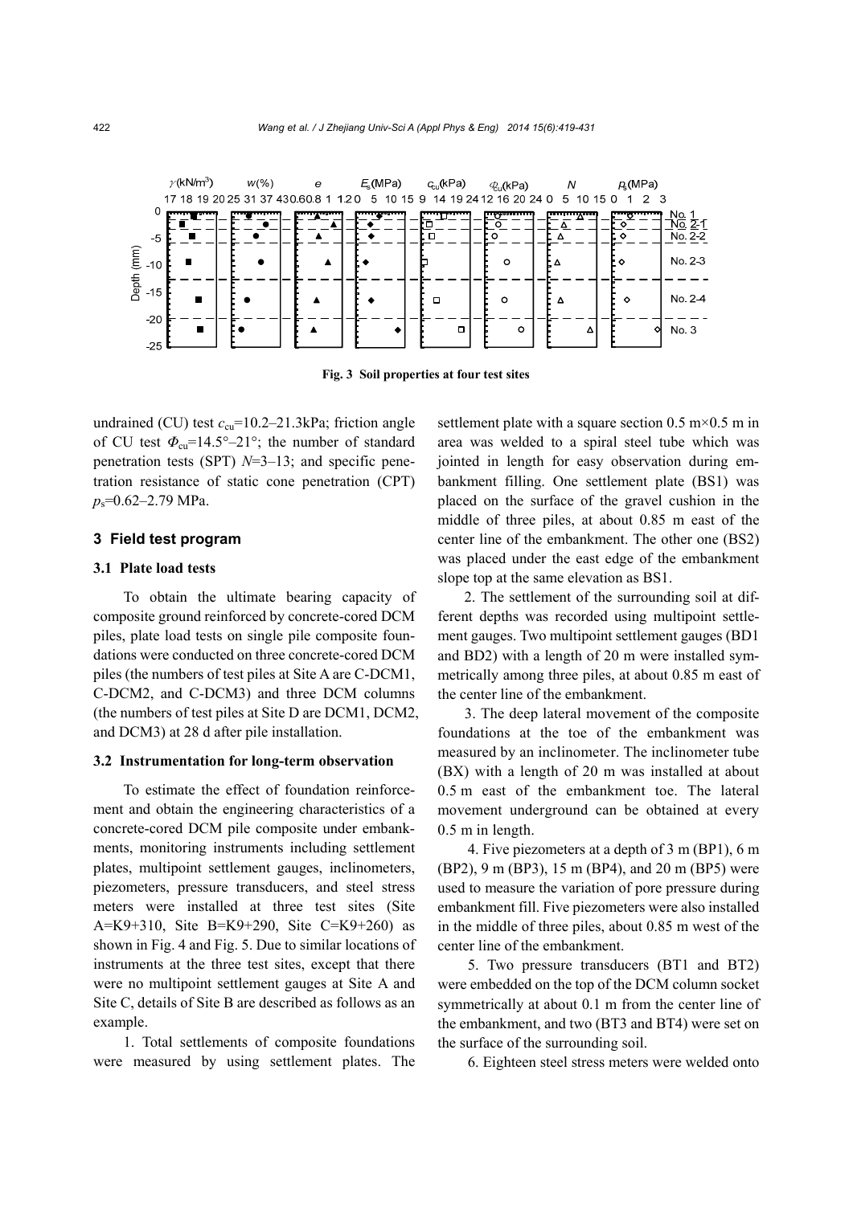Fig. 3 Soil properties at four test sites

undrained (CU) test $c_{cu}$=10.2–21.3kPa; friction angle of CU test $\Phi_{cu}$=14.5°–21°; the number of standard penetration tests (SPT) $N$=3–13; and specific penetration resistance of static cone penetration (CPT) $p_s$=0.62–2.79 MPa.

## 3 Field test program

### 3.1 Plate load tests

To obtain the ultimate bearing capacity of composite ground reinforced by concrete-cored DCM piles, plate load tests on single pile composite foundations were conducted on three concrete-cored DCM piles (the numbers of test piles at Site A are C-DCM1, C-DCM2, and C-DCM3) and three DCM columns (the numbers of test piles at Site D are DCM1, DCM2, and DCM3) at 28 d after pile installation.

### 3.2 Instrumentation for long-term observation

To estimate the effect of foundation reinforcement and obtain the engineering characteristics of a concrete-cored DCM pile composite under embankments, monitoring instruments including settlement plates, multipoint settlement gauges, inclinometers, piezometers, pressure transducers, and steel stress meters were installed at three test sites (Site A=K9+310, Site B=K9+290, Site C=K9+260) as shown in Fig. 4 and Fig. 5. Due to similar locations of instruments at the three test sites, except that there were no multipoint settlement gauges at Site A and Site C, details of Site B are described as follows as an example.

1. Total settlements of composite foundations were measured by using settlement plates. The settlement plate with a square section 0.5 m×0.5 m in area was welded to a spiral steel tube which was jointed in length for easy observation during embankment filling. One settlement plate (BS1) was placed on the surface of the gravel cushion in the middle of three piles, at about 0.85 m east of the center line of the embankment. The other one (BS2) was placed under the east edge of the embankment slope top at the same elevation as BS1.

2. The settlement of the surrounding soil at different depths was recorded using multipoint settlement gauges. Two multipoint settlement gauges (BD1 and BD2) with a length of 20 m were installed symmetrically among three piles, at about 0.85 m east of the center line of the embankment.

3. The deep lateral movement of the composite foundations at the toe of the embankment was measured by an inclinometer. The inclinometer tube (BX) with a length of 20 m was installed at about 0.5 m east of the embankment toe. The lateral movement underground can be obtained at every 0.5 m in length.

4. Five piezometers at a depth of 3 m (BP1), 6 m (BP2), 9 m (BP3), 15 m (BP4), and 20 m (BP5) were used to measure the variation of pore pressure during embankment fill. Five piezometers were also installed in the middle of three piles, about 0.85 m west of the center line of the embankment.

5. Two pressure transducers (BT1 and BT2) were embedded on the top of the DCM column socket symmetrically at about 0.1 m from the center line of the embankment, and two (BT3 and BT4) were set on the surface of the surrounding soil.

6. Eighteen steel stress meters were welded onto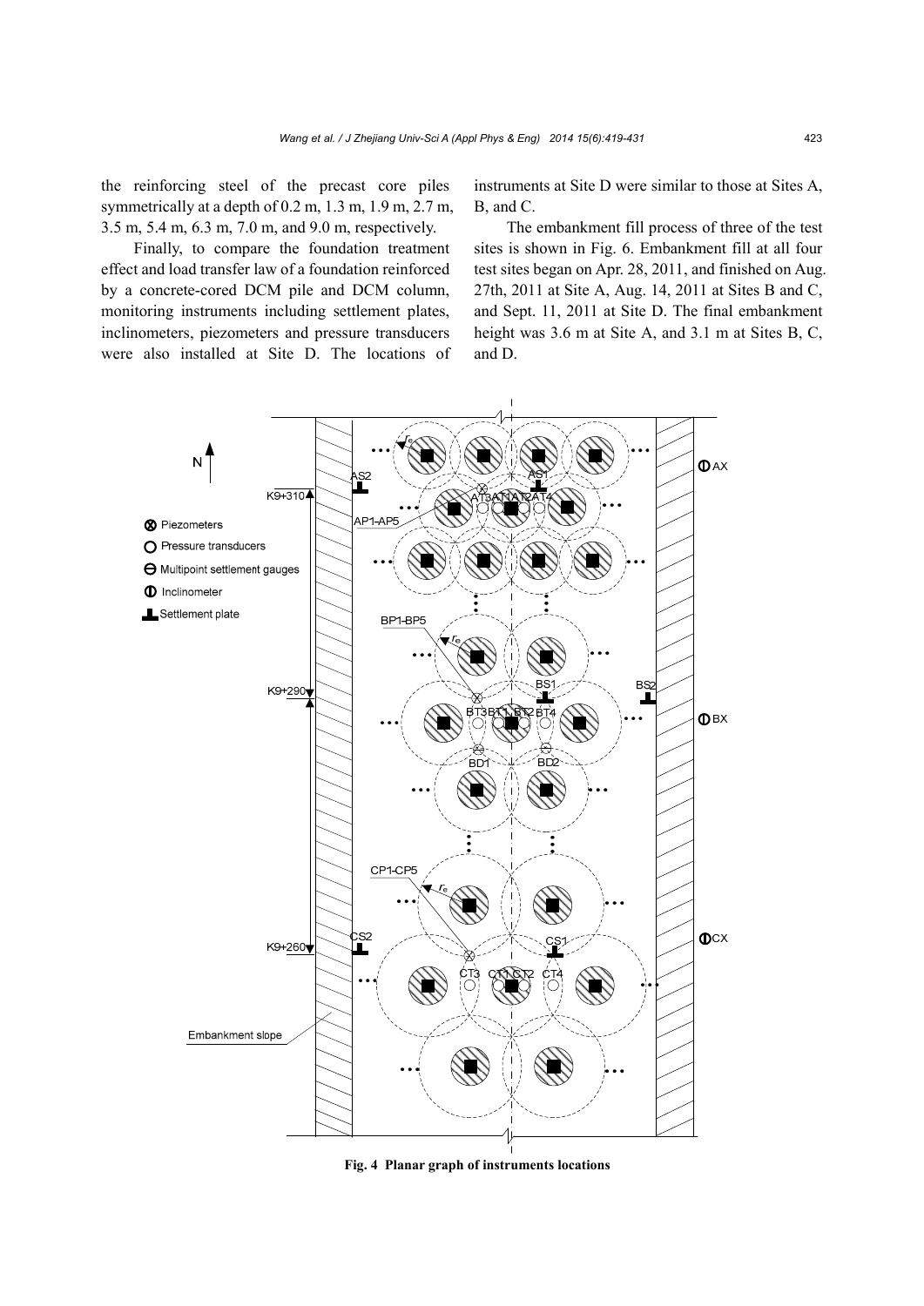the reinforcing steel of the precast core piles symmetrically at a depth of 0.2 m, 1.3 m, 1.9 m, 2.7 m, 3.5 m, 5.4 m, 6.3 m, 7.0 m, and 9.0 m, respectively.

Finally, to compare the foundation treatment effect and load transfer law of a foundation reinforced by a concrete-cored DCM pile and DCM column, monitoring instruments including settlement plates, inclinometers, piezometers and pressure transducers were also installed at Site D. The locations of instruments at Site D were similar to those at Sites A, B, and C.

The embankment fill process of three of the test sites is shown in Fig. 6. Embankment fill at all four test sites began on Apr. 28, 2011, and finished on Aug. 27th, 2011 at Site A, Aug. 14, 2011 at Sites B and C, and Sept. 11, 2011 at Site D. The final embankment height was 3.6 m at Site A, and 3.1 m at Sites B, C, and D.

**Fig. 4 Planar graph of instruments locations**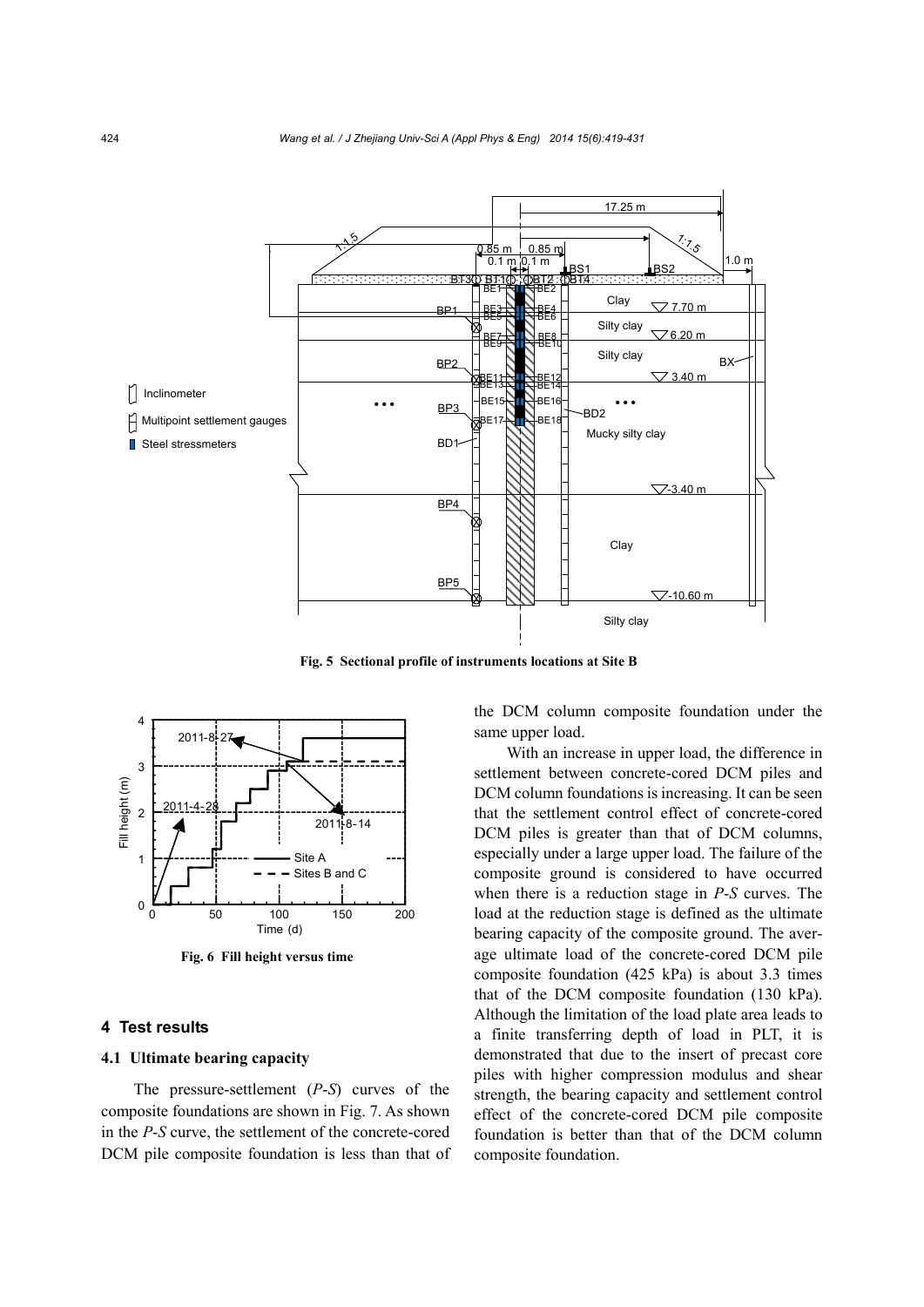Fig. 5 Sectional profile of instruments locations at Site B

Fig. 6 Fill height versus time

## 4 Test results

### 4.1 Ultimate bearing capacity

The pressure-settlement (*P*-*S*) curves of the composite foundations are shown in Fig. 7. As shown in the *P*-*S* curve, the settlement of the concrete-cored DCM pile composite foundation is less than that of the DCM column composite foundation under the same upper load.

With an increase in upper load, the difference in settlement between concrete-cored DCM piles and DCM column foundations is increasing. It can be seen that the settlement control effect of concrete-cored DCM piles is greater than that of DCM columns, especially under a large upper load. The failure of the composite ground is considered to have occurred when there is a reduction stage in *P*-*S* curves. The load at the reduction stage is defined as the ultimate bearing capacity of the composite ground. The average ultimate load of the concrete-cored DCM pile composite foundation (425 kPa) is about 3.3 times that of the DCM composite foundation (130 kPa). Although the limitation of the load plate area leads to a finite transferring depth of load in PLT, it is demonstrated that due to the insert of precast core piles with higher compression modulus and shear strength, the bearing capacity and settlement control effect of the concrete-cored DCM pile composite foundation is better than that of the DCM column composite foundation.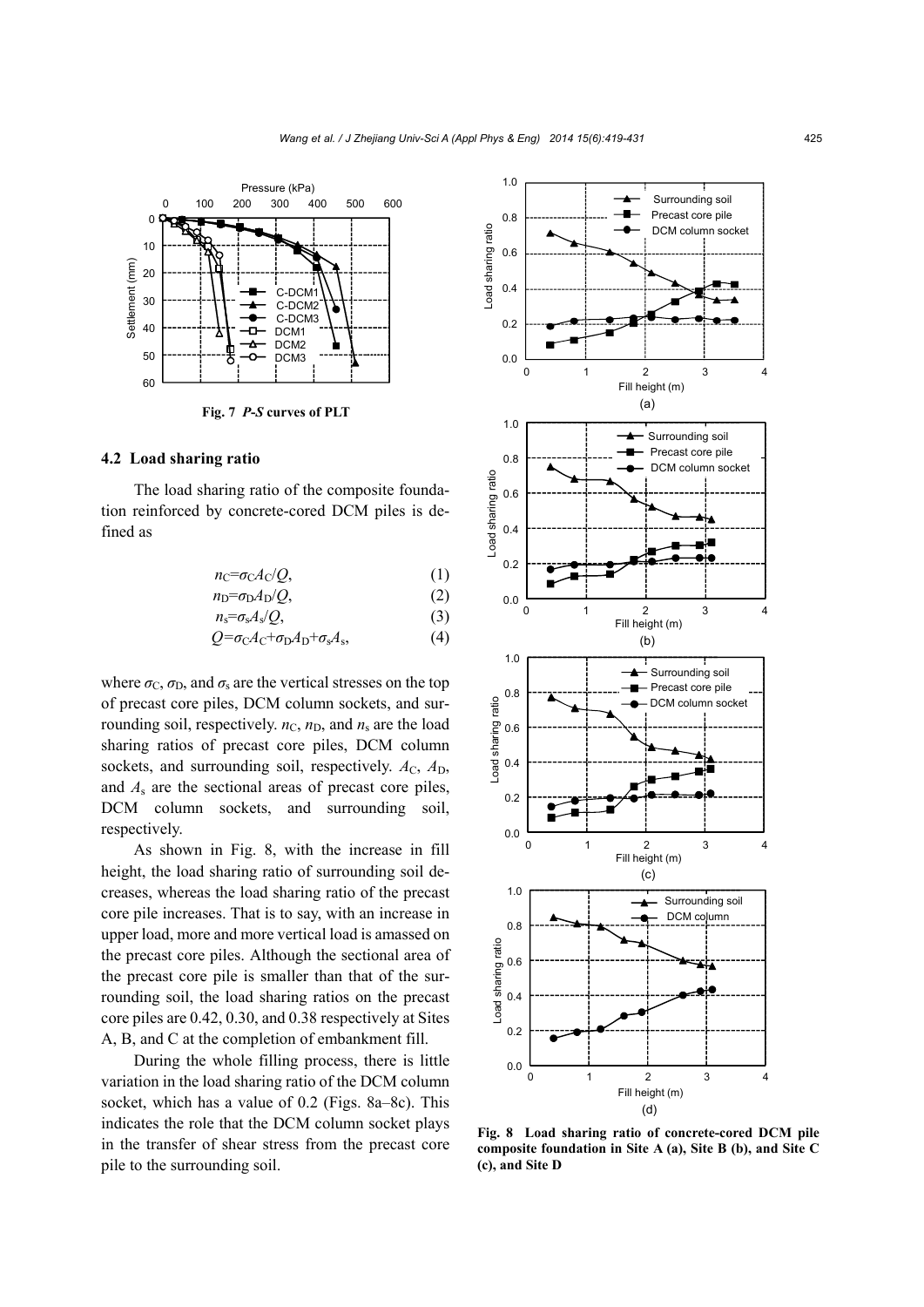Fig. 7 *P-S* curves of PLT

### 4.2 Load sharing ratio

The load sharing ratio of the composite foundation reinforced by concrete-cored DCM piles is defined as

$$n_C=\sigma_C A_C/Q, \tag{1}$$

$$n_D=\sigma_D A_D/Q, \tag{2}$$

$$n_s=\sigma_s A_s/Q, \tag{3}$$

$$Q=\sigma_C A_C+\sigma_D A_D+\sigma_s A_s, \tag{4}$$

where $\sigma_C$, $\sigma_D$, and $\sigma_s$ are the vertical stresses on the top of precast core piles, DCM column sockets, and surrounding soil, respectively. $n_C$, $n_D$, and $n_s$ are the load sharing ratios of precast core piles, DCM column sockets, and surrounding soil, respectively. $A_C$, $A_D$, and $A_s$ are the sectional areas of precast core piles, DCM column sockets, and surrounding soil, respectively.

As shown in Fig. 8, with the increase in fill height, the load sharing ratio of surrounding soil decreases, whereas the load sharing ratio of the precast core pile increases. That is to say, with an increase in upper load, more and more vertical load is amassed on the precast core piles. Although the sectional area of the precast core pile is smaller than that of the surrounding soil, the load sharing ratios on the precast core piles are 0.42, 0.30, and 0.38 respectively at Sites A, B, and C at the completion of embankment fill.

During the whole filling process, there is little variation in the load sharing ratio of the DCM column socket, which has a value of 0.2 (Figs. 8a–8c). This indicates the role that the DCM column socket plays in the transfer of shear stress from the precast core pile to the surrounding soil.

**Fig. 8 Load sharing ratio of concrete-cored DCM pile composite foundation in Site A (a), Site B (b), and Site C (c), and Site D**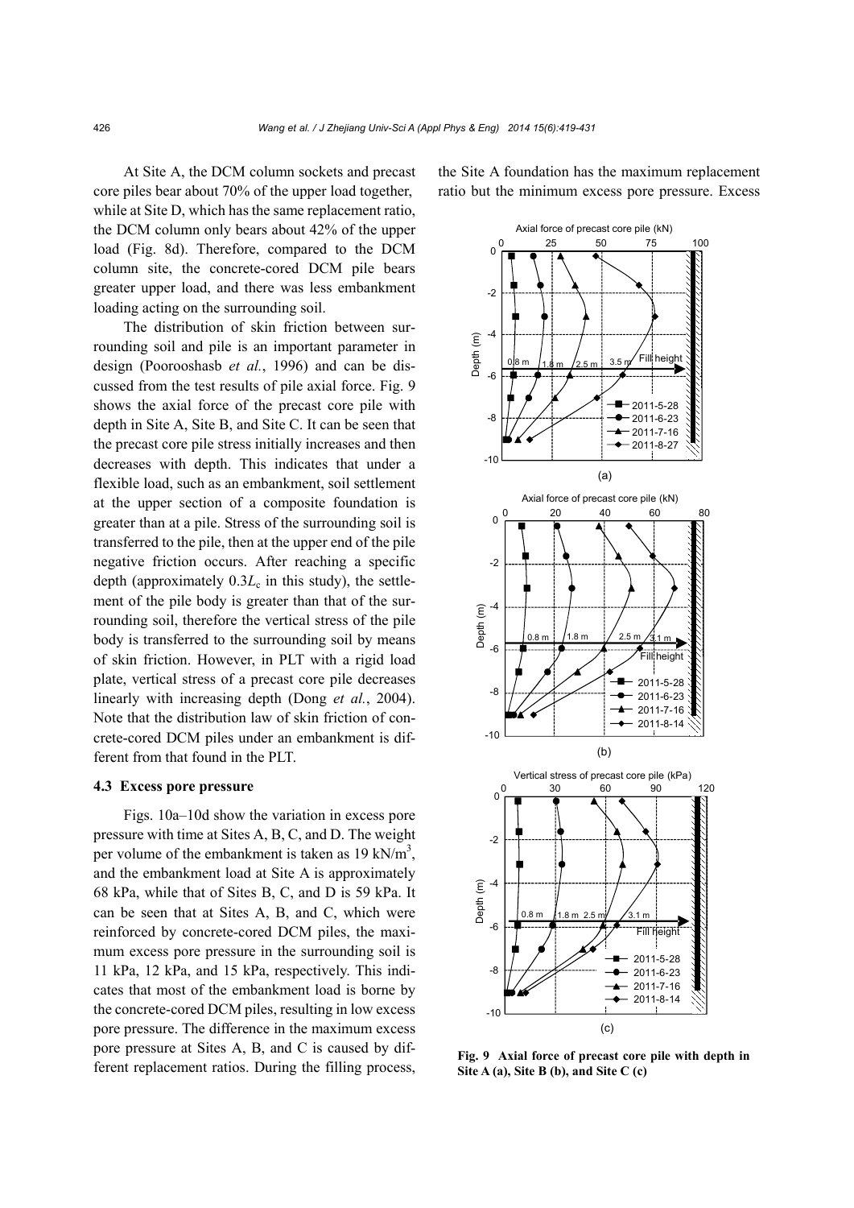At Site A, the DCM column sockets and precast core piles bear about 70% of the upper load together, while at Site D, which has the same replacement ratio, the DCM column only bears about 42% of the upper load (Fig. 8d). Therefore, compared to the DCM column site, the concrete-cored DCM pile bears greater upper load, and there was less embankment loading acting on the surrounding soil.

The distribution of skin friction between surrounding soil and pile is an important parameter in design (Poorooshasb *et al.*, 1996) and can be discussed from the test results of pile axial force. Fig. 9 shows the axial force of the precast core pile with depth in Site A, Site B, and Site C. It can be seen that the precast core pile stress initially increases and then decreases with depth. This indicates that under a flexible load, such as an embankment, soil settlement at the upper section of a composite foundation is greater than at a pile. Stress of the surrounding soil is transferred to the pile, then at the upper end of the pile negative friction occurs. After reaching a specific depth (approximately $0.3L_c$ in this study), the settlement of the pile body is greater than that of the surrounding soil, therefore the vertical stress of the pile body is transferred to the surrounding soil by means of skin friction. However, in PLT with a rigid load plate, vertical stress of a precast core pile decreases linearly with increasing depth (Dong *et al.*, 2004). Note that the distribution law of skin friction of concrete-cored DCM piles under an embankment is different from that found in the PLT.

### 4.3 Excess pore pressure

Figs. 10a–10d show the variation in excess pore pressure with time at Sites A, B, C, and D. The weight per volume of the embankment is taken as 19 kN/m$^3$, and the embankment load at Site A is approximately 68 kPa, while that of Sites B, C, and D is 59 kPa. It can be seen that at Sites A, B, and C, which were reinforced by concrete-cored DCM piles, the maximum excess pore pressure in the surrounding soil is 11 kPa, 12 kPa, and 15 kPa, respectively. This indicates that most of the embankment load is borne by the concrete-cored DCM piles, resulting in low excess pore pressure. The difference in the maximum excess pore pressure at Sites A, B, and C is caused by different replacement ratios. During the filling process, the Site A foundation has the maximum replacement ratio but the minimum excess pore pressure. Excess

**Fig. 9 Axial force of precast core pile with depth in Site A (a), Site B (b), and Site C (c)**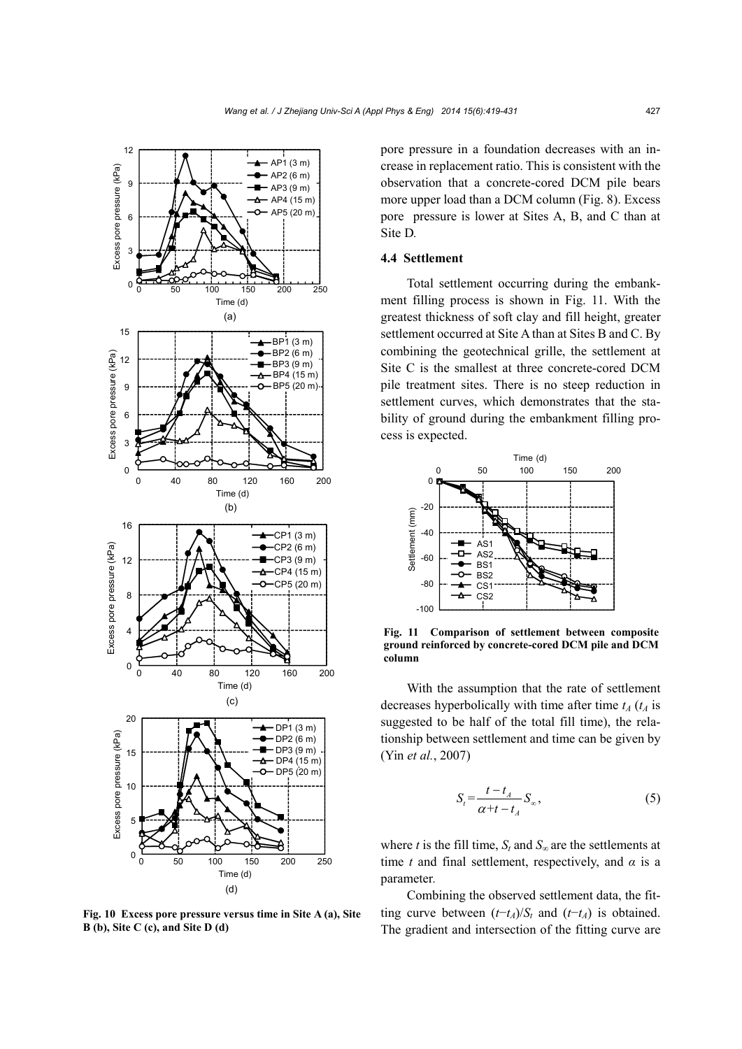Fig. 10 Excess pore pressure versus time in Site A (a), Site B (b), Site C (c), and Site D (d)

pore pressure in a foundation decreases with an increase in replacement ratio. This is consistent with the observation that a concrete-cored DCM pile bears more upper load than a DCM column (Fig. 8). Excess pore pressure is lower at Sites A, B, and C than at Site D.

### 4.4 Settlement

Total settlement occurring during the embankment filling process is shown in Fig. 11. With the greatest thickness of soft clay and fill height, greater settlement occurred at Site A than at Sites B and C. By combining the geotechnical grille, the settlement at Site C is the smallest at three concrete-cored DCM pile treatment sites. There is no steep reduction in settlement curves, which demonstrates that the stability of ground during the embankment filling process is expected.

**Fig. 11 Comparison of settlement between composite ground reinforced by concrete-cored DCM pile and DCM column**

With the assumption that the rate of settlement decreases hyperbolically with time after time $t_A$ ($t_A$ is suggested to be half of the total fill time), the relationship between settlement and time can be given by (Yin *et al.*, 2007)

$$S_t = \frac{t - t_A}{\alpha + t - t_A} S_\infty, \tag{5}$$

where $t$ is the fill time, $S_t$ and $S_\infty$ are the settlements at time $t$ and final settlement, respectively, and $\alpha$ is a parameter.

Combining the observed settlement data, the fitting curve between $(t-t_A)/S_t$ and $(t-t_A)$ is obtained. The gradient and intersection of the fitting curve are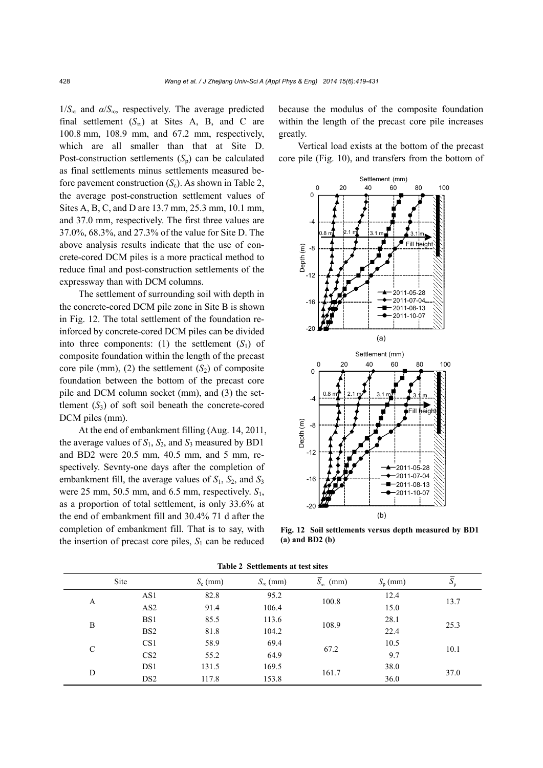$1/S_\infty$ and $\alpha/S_\infty$, respectively. The average predicted final settlement ($S_\infty$) at Sites A, B, and C are 100.8 mm, 108.9 mm, and 67.2 mm, respectively, which are all smaller than that at Site D. Post-construction settlements ($S_p$) can be calculated as final settlements minus settlements measured before pavement construction ($S_c$). As shown in Table 2, the average post-construction settlement values of Sites A, B, C, and D are 13.7 mm, 25.3 mm, 10.1 mm, and 37.0 mm, respectively. The first three values are 37.0%, 68.3%, and 27.3% of the value for Site D. The above analysis results indicate that the use of concrete-cored DCM piles is a more practical method to reduce final and post-construction settlements of the expressway than with DCM columns.

The settlement of surrounding soil with depth in the concrete-cored DCM pile zone in Site B is shown in Fig. 12. The total settlement of the foundation reinforced by concrete-cored DCM piles can be divided into three components: (1) the settlement ($S_1$) of composite foundation within the length of the precast core pile (mm), (2) the settlement ($S_2$) of composite foundation between the bottom of the precast core pile and DCM column socket (mm), and (3) the settlement ($S_3$) of soft soil beneath the concrete-cored DCM piles (mm).

At the end of embankment filling (Aug. 14, 2011, the average values of $S_1$, $S_2$, and $S_3$ measured by BD1 and BD2 were 20.5 mm, 40.5 mm, and 5 mm, respectively. Sevnty-one days after the completion of embankment fill, the average values of $S_1$, $S_2$, and $S_3$ were 25 mm, 50.5 mm, and 6.5 mm, respectively. $S_1$, as a proportion of total settlement, is only 33.6% at the end of embankment fill and 30.4% 71 d after the completion of embankment fill. That is to say, with the insertion of precast core piles, $S_1$ can be reduced because the modulus of the composite foundation within the length of the precast core pile increases greatly.

Vertical load exists at the bottom of the precast core pile (Fig. 10), and transfers from the bottom of

**Fig. 12 Soil settlements versus depth measured by BD1 (a) and BD2 (b)**

**Table 2 Settlements at test sites**

| Site | | $S_c$ (mm) | $S_\infty$ (mm) | $\bar{S}_\infty$ (mm) | $S_p$ (mm) | $\bar{S}_p$ |
|---|---|---|---|---|---|---|
| A | AS1 | 82.8 | 95.2 | 100.8 | 12.4 | 13.7 |
| | AS2 | 91.4 | 106.4 | | 15.0 | |
| B | BS1 | 85.5 | 113.6 | 108.9 | 28.1 | 25.3 |
| | BS2 | 81.8 | 104.2 | | 22.4 | |
| C | CS1 | 58.9 | 69.4 | 67.2 | 10.5 | 10.1 |
| | CS2 | 55.2 | 64.9 | | 9.7 | |
| D | DS1 | 131.5 | 169.5 | 161.7 | 38.0 | 37.0 |
| | DS2 | 117.8 | 153.8 | | 36.0 | |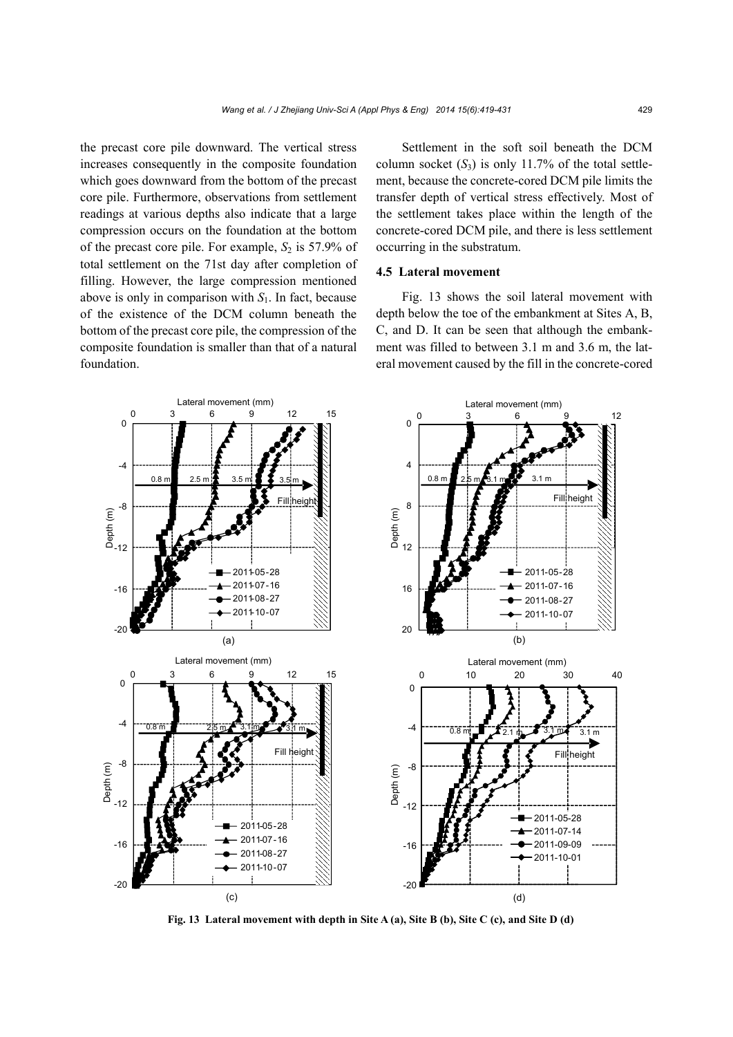the precast core pile downward. The vertical stress increases consequently in the composite foundation which goes downward from the bottom of the precast core pile. Furthermore, observations from settlement readings at various depths also indicate that a large compression occurs on the foundation at the bottom of the precast core pile. For example, $S_2$ is 57.9% of total settlement on the 71st day after completion of filling. However, the large compression mentioned above is only in comparison with $S_1$. In fact, because of the existence of the DCM column beneath the bottom of the precast core pile, the compression of the composite foundation is smaller than that of a natural foundation.

Settlement in the soft soil beneath the DCM column socket ($S_3$) is only 11.7% of the total settlement, because the concrete-cored DCM pile limits the transfer depth of vertical stress effectively. Most of the settlement takes place within the length of the concrete-cored DCM pile, and there is less settlement occurring in the substratum.

### 4.5 Lateral movement

Fig. 13 shows the soil lateral movement with depth below the toe of the embankment at Sites A, B, C, and D. It can be seen that although the embankment was filled to between 3.1 m and 3.6 m, the lateral movement caused by the fill in the concrete-cored

**Fig. 13 Lateral movement with depth in Site A (a), Site B (b), Site C (c), and Site D (d)**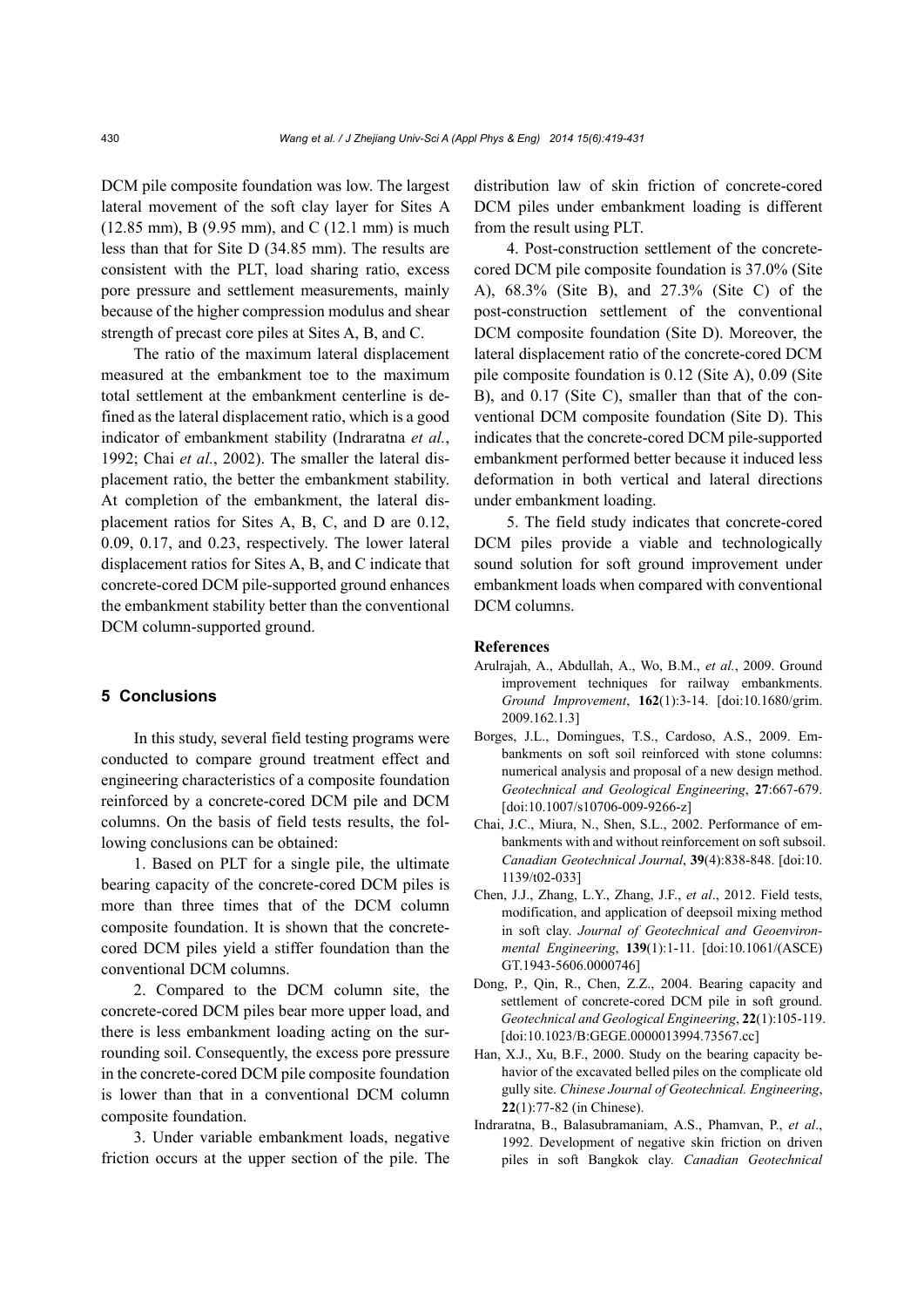DCM pile composite foundation was low. The largest lateral movement of the soft clay layer for Sites A (12.85 mm), B (9.95 mm), and C (12.1 mm) is much less than that for Site D (34.85 mm). The results are consistent with the PLT, load sharing ratio, excess pore pressure and settlement measurements, mainly because of the higher compression modulus and shear strength of precast core piles at Sites A, B, and C.

The ratio of the maximum lateral displacement measured at the embankment toe to the maximum total settlement at the embankment centerline is defined as the lateral displacement ratio, which is a good indicator of embankment stability (Indraratna *et al.*, 1992; Chai *et al.*, 2002). The smaller the lateral displacement ratio, the better the embankment stability. At completion of the embankment, the lateral displacement ratios for Sites A, B, C, and D are 0.12, 0.09, 0.17, and 0.23, respectively. The lower lateral displacement ratios for Sites A, B, and C indicate that concrete-cored DCM pile-supported ground enhances the embankment stability better than the conventional DCM column-supported ground.

## 5 Conclusions

In this study, several field testing programs were conducted to compare ground treatment effect and engineering characteristics of a composite foundation reinforced by a concrete-cored DCM pile and DCM columns. On the basis of field tests results, the following conclusions can be obtained:

1. Based on PLT for a single pile, the ultimate bearing capacity of the concrete-cored DCM piles is more than three times that of the DCM column composite foundation. It is shown that the concrete-cored DCM piles yield a stiffer foundation than the conventional DCM columns.

2. Compared to the DCM column site, the concrete-cored DCM piles bear more upper load, and there is less embankment loading acting on the surrounding soil. Consequently, the excess pore pressure in the concrete-cored DCM pile composite foundation is lower than that in a conventional DCM column composite foundation.

3. Under variable embankment loads, negative friction occurs at the upper section of the pile. The distribution law of skin friction of concrete-cored DCM piles under embankment loading is different from the result using PLT.

4. Post-construction settlement of the concrete-cored DCM pile composite foundation is 37.0% (Site A), 68.3% (Site B), and 27.3% (Site C) of the post-construction settlement of the conventional DCM composite foundation (Site D). Moreover, the lateral displacement ratio of the concrete-cored DCM pile composite foundation is 0.12 (Site A), 0.09 (Site B), and 0.17 (Site C), smaller than that of the conventional DCM composite foundation (Site D). This indicates that the concrete-cored DCM pile-supported embankment performed better because it induced less deformation in both vertical and lateral directions under embankment loading.

5. The field study indicates that concrete-cored DCM piles provide a viable and technologically sound solution for soft ground improvement under embankment loads when compared with conventional DCM columns.

### References

Arulrajah, A., Abdullah, A., Wo, B.M., *et al.*, 2009. Ground improvement techniques for railway embankments. *Ground Improvement*, **162**(1):3-14. [doi:10.1680/grim.2009.162.1.3]

Borges, J.L., Domingues, T.S., Cardoso, A.S., 2009. Embankments on soft soil reinforced with stone columns: numerical analysis and proposal of a new design method. *Geotechnical and Geological Engineering*, **27**:667-679. [doi:10.1007/s10706-009-9266-z]

Chai, J.C., Miura, N., Shen, S.L., 2002. Performance of embankments with and without reinforcement on soft subsoil. *Canadian Geotechnical Journal*, **39**(4):838-848. [doi:10.1139/t02-033]

Chen, J.J., Zhang, L.Y., Zhang, J.F., *et al*., 2012. Field tests, modification, and application of deepsoil mixing method in soft clay. *Journal of Geotechnical and Geoenvironmental Engineering*, **139**(1):1-11. [doi:10.1061/(ASCE)GT.1943-5606.0000746]

Dong, P., Qin, R., Chen, Z.Z., 2004. Bearing capacity and settlement of concrete-cored DCM pile in soft ground. *Geotechnical and Geological Engineering*, **22**(1):105-119. [doi:10.1023/B:GEGE.0000013994.73567.cc]

Han, X.J., Xu, B.F., 2000. Study on the bearing capacity behavior of the excavated belled piles on the complicate old gully site. *Chinese Journal of Geotechnical. Engineering*, **22**(1):77-82 (in Chinese).

Indraratna, B., Balasubramaniam, A.S., Phamvan, P., *et al*., 1992. Development of negative skin friction on driven piles in soft Bangkok clay. *Canadian Geotechnical*